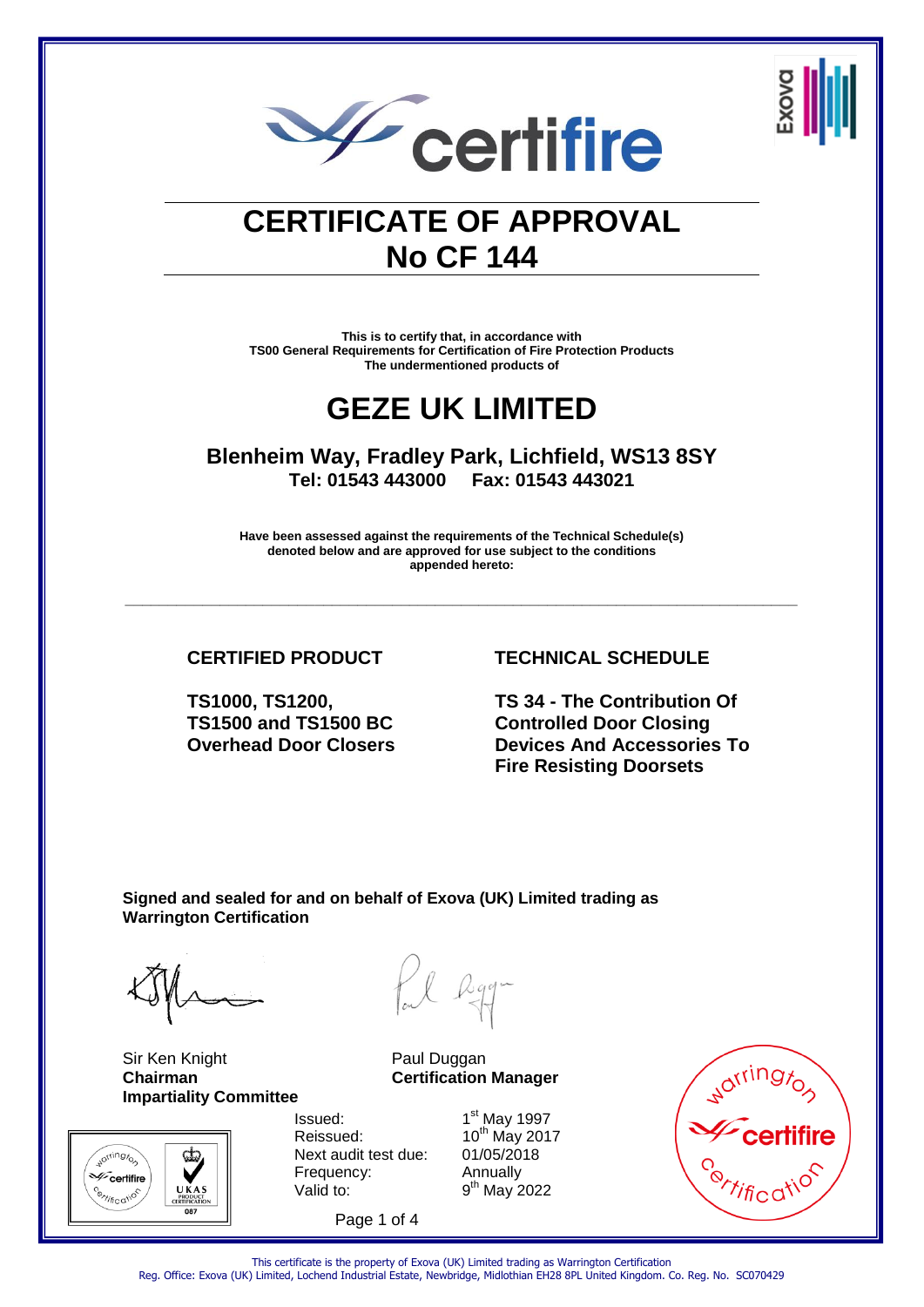# CERTIFICATE OF APPROVAL
# No CF 144

**This is to certify that, in accordance with**
**TS00 General Requirements for Certification of Fire Protection Products**
**The undermentioned products of**

# GEZE UK LIMITED

**Blenheim Way, Fradley Park, Lichfield, WS13 8SY**
**Tel: 01543 443000 Fax: 01543 443021**

**Have been assessed against the requirements of the Technical Schedule(s) denoted below and are approved for use subject to the conditions appended hereto:**

---

| CERTIFIED PRODUCT | TECHNICAL SCHEDULE |
| --- | --- |
| **TS1000, TS1200, TS1500 and TS1500 BC Overhead Door Closers** | **TS 34 - The Contribution Of Controlled Door Closing Devices And Accessories To Fire Resisting Doorsets** |

**Signed and sealed for and on behalf of Exova (UK) Limited trading as Warrington Certification**

Sir Ken Knight
**Chairman**
**Impartiality Committee**

Paul Duggan
**Certification Manager**

| | |
| --- | --- |
| Issued: | 1st May 1997 |
| Reissued: | 10th May 2017 |
| Next audit test due: | 01/05/2018 |
| Frequency: | Annually |
| Valid to: | 9th May 2022 |

This certificate is the property of Exova (UK) Limited trading as Warrington Certification
Reg. Office: Exova (UK) Limited, Lochend Industrial Estate, Newbridge, Midlothian EH28 8PL United Kingdom. Co. Reg. No. SC070429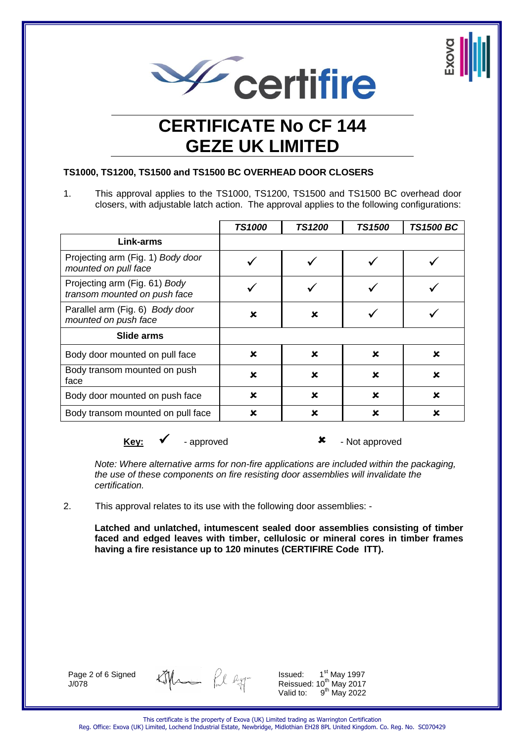# CERTIFICATE No CF 144
# GEZE UK LIMITED

**TS1000, TS1200, TS1500 and TS1500 BC OVERHEAD DOOR CLOSERS**

1. This approval applies to the TS1000, TS1200, TS1500 and TS1500 BC overhead door closers, with adjustable latch action. The approval applies to the following configurations:

| | *TS1000* | *TS1200* | *TS1500* | *TS1500 BC* |
|---|---|---|---|---|
| **Link-arms** | | | | |
| Projecting arm (Fig. 1) *Body door mounted on pull face* | ✓ | ✓ | ✓ | ✓ |
| Projecting arm (Fig. 61) *Body transom mounted on push face* | ✓ | ✓ | ✓ | ✓ |
| Parallel arm (Fig. 6) *Body door mounted on push face* | ✗ | ✗ | ✓ | ✓ |
| **Slide arms** | | | | |
| Body door mounted on pull face | ✗ | ✗ | ✗ | ✗ |
| Body transom mounted on push face | ✗ | ✗ | ✗ | ✗ |
| Body door mounted on push face | ✗ | ✗ | ✗ | ✗ |
| Body transom mounted on pull face | ✗ | ✗ | ✗ | ✗ |

**Key:** ✓ - approved ✗ - Not approved

*Note: Where alternative arms for non-fire applications are included within the packaging, the use of these components on fire resisting door assemblies will invalidate the certification.*

2. This approval relates to its use with the following door assemblies: -

**Latched and unlatched, intumescent sealed door assemblies consisting of timber faced and edged leaves with timber, cellulosic or mineral cores in timber frames having a fire resistance up to 120 minutes (CERTIFIRE Code ITT).**

Signed J/078

Issued: 1st May 1997
Reissued: 10th May 2017
Valid to: 9th May 2022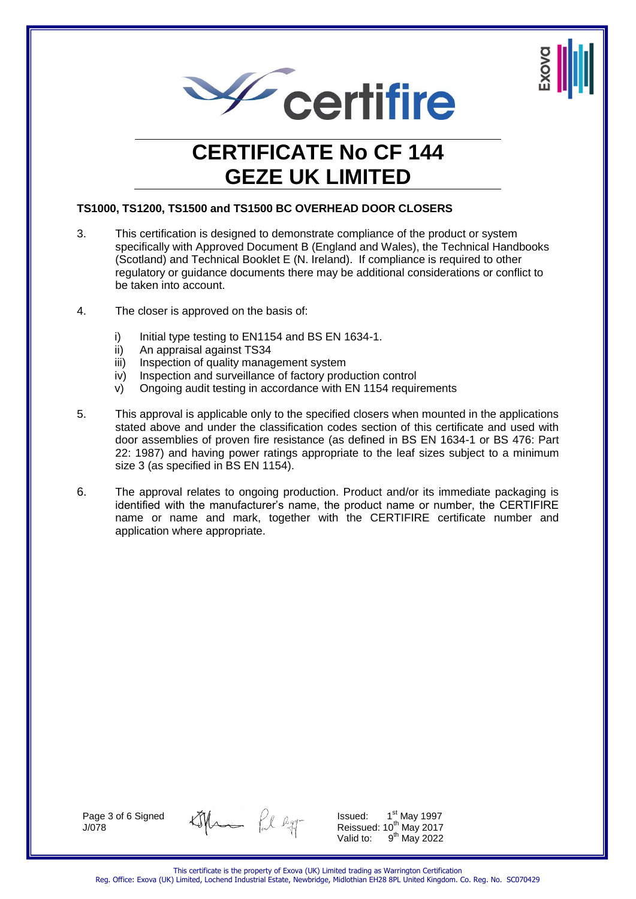# CERTIFICATE No CF 144
# GEZE UK LIMITED

**TS1000, TS1200, TS1500 and TS1500 BC OVERHEAD DOOR CLOSERS**

3. This certification is designed to demonstrate compliance of the product or system specifically with Approved Document B (England and Wales), the Technical Handbooks (Scotland) and Technical Booklet E (N. Ireland). If compliance is required to other regulatory or guidance documents there may be additional considerations or conflict to be taken into account.

4. The closer is approved on the basis of:

   i) Initial type testing to EN1154 and BS EN 1634-1.
   ii) An appraisal against TS34
   iii) Inspection of quality management system
   iv) Inspection and surveillance of factory production control
   v) Ongoing audit testing in accordance with EN 1154 requirements

5. This approval is applicable only to the specified closers when mounted in the applications stated above and under the classification codes section of this certificate and used with door assemblies of proven fire resistance (as defined in BS EN 1634-1 or BS 476: Part 22: 1987) and having power ratings appropriate to the leaf sizes subject to a minimum size 3 (as specified in BS EN 1154).

6. The approval relates to ongoing production. Product and/or its immediate packaging is identified with the manufacturer's name, the product name or number, the CERTIFIRE name or name and mark, together with the CERTIFIRE certificate number and application where appropriate.

Signed
J/078

Issued: 1st May 1997
Reissued: 10th May 2017
Valid to: 9th May 2022

This certificate is the property of Exova (UK) Limited trading as Warrington Certification
Reg. Office: Exova (UK) Limited, Lochend Industrial Estate, Newbridge, Midlothian EH28 8PL United Kingdom. Co. Reg. No. SC070429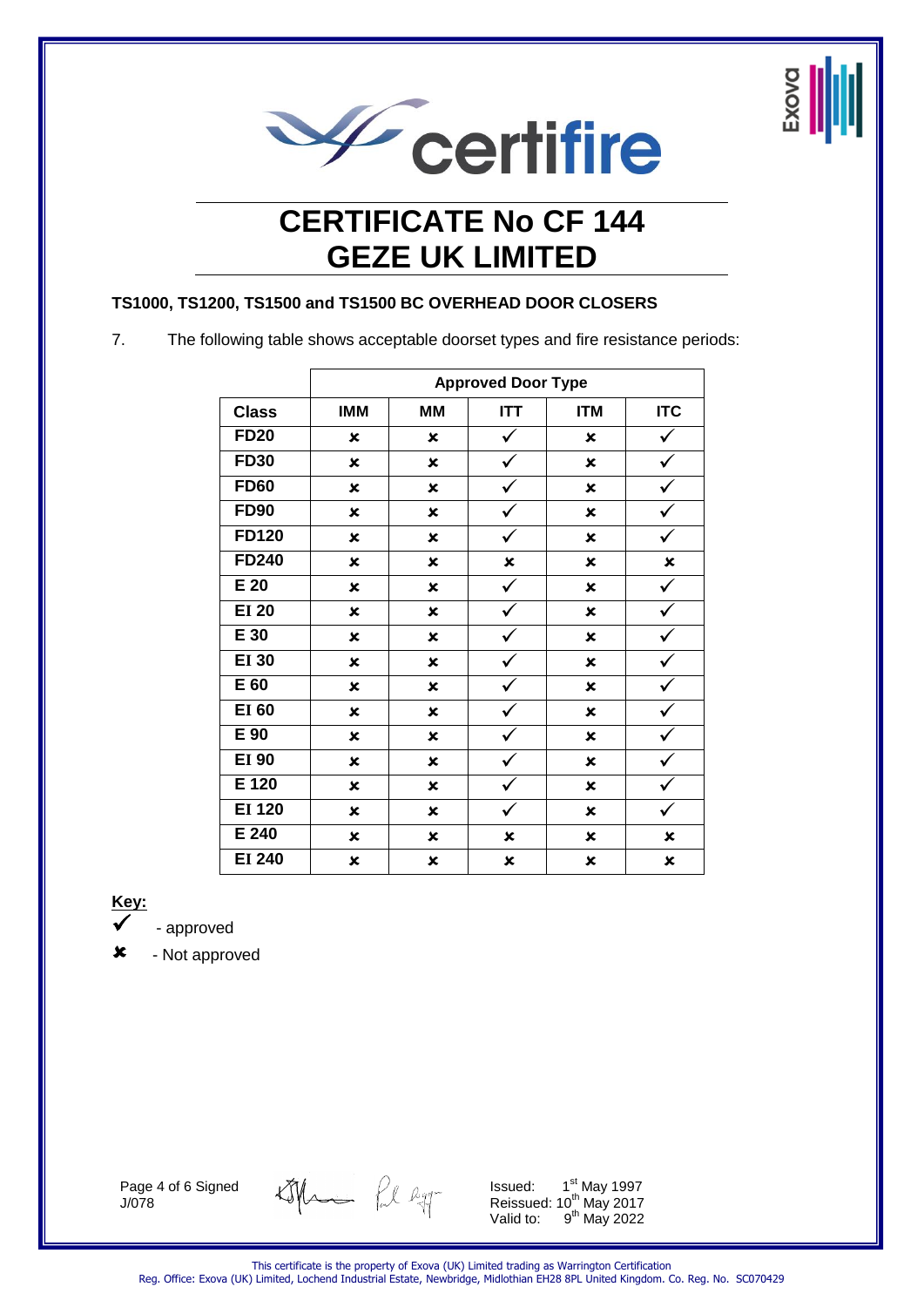# CERTIFICATE No CF 144
# GEZE UK LIMITED

**TS1000, TS1200, TS1500 and TS1500 BC OVERHEAD DOOR CLOSERS**

7. The following table shows acceptable doorset types and fire resistance periods:

| | Approved Door Type | | | | |
|---|---|---|---|---|---|
| **Class** | **IMM** | **MM** | **ITT** | **ITM** | **ITC** |
| **FD20** | ✘ | ✘ | ✓ | ✘ | ✓ |
| **FD30** | ✘ | ✘ | ✓ | ✘ | ✓ |
| **FD60** | ✘ | ✘ | ✓ | ✘ | ✓ |
| **FD90** | ✘ | ✘ | ✓ | ✘ | ✓ |
| **FD120** | ✘ | ✘ | ✓ | ✘ | ✓ |
| **FD240** | ✘ | ✘ | ✘ | ✘ | ✘ |
| **E 20** | ✘ | ✘ | ✓ | ✘ | ✓ |
| **EI 20** | ✘ | ✘ | ✓ | ✘ | ✓ |
| **E 30** | ✘ | ✘ | ✓ | ✘ | ✓ |
| **EI 30** | ✘ | ✘ | ✓ | ✘ | ✓ |
| **E 60** | ✘ | ✘ | ✓ | ✘ | ✓ |
| **EI 60** | ✘ | ✘ | ✓ | ✘ | ✓ |
| **E 90** | ✘ | ✘ | ✓ | ✘ | ✓ |
| **EI 90** | ✘ | ✘ | ✓ | ✘ | ✓ |
| **E 120** | ✘ | ✘ | ✓ | ✘ | ✓ |
| **EI 120** | ✘ | ✘ | ✓ | ✘ | ✓ |
| **E 240** | ✘ | ✘ | ✘ | ✘ | ✘ |
| **EI 240** | ✘ | ✘ | ✘ | ✘ | ✘ |

**Key:**

✓ - approved

✘ - Not approved

Page 4 of 6 Signed
J/078

Issued: 1st May 1997
Reissued: 10th May 2017
Valid to: 9th May 2022

This certificate is the property of Exova (UK) Limited trading as Warrington Certification
Reg. Office: Exova (UK) Limited, Lochend Industrial Estate, Newbridge, Midlothian EH28 8PL United Kingdom. Co. Reg. No. SC070429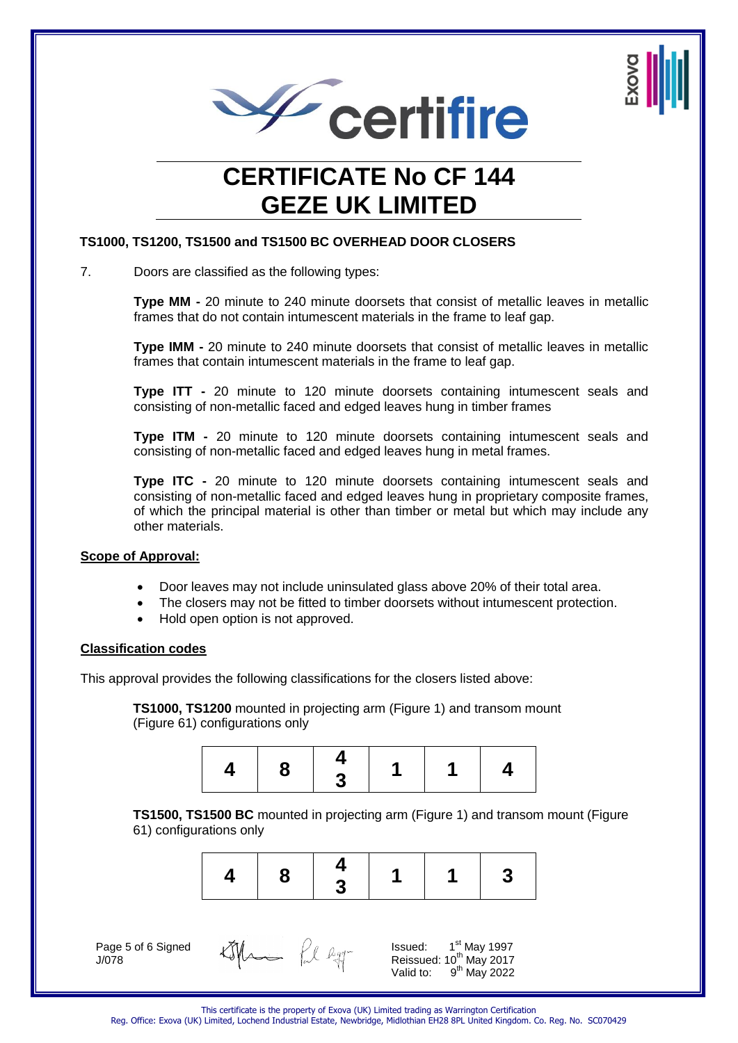# CERTIFICATE No CF 144
# GEZE UK LIMITED

**TS1000, TS1200, TS1500 and TS1500 BC OVERHEAD DOOR CLOSERS**

7. Doors are classified as the following types:

**Type MM -** 20 minute to 240 minute doorsets that consist of metallic leaves in metallic frames that do not contain intumescent materials in the frame to leaf gap.

**Type IMM -** 20 minute to 240 minute doorsets that consist of metallic leaves in metallic frames that contain intumescent materials in the frame to leaf gap.

**Type ITT -** 20 minute to 120 minute doorsets containing intumescent seals and consisting of non-metallic faced and edged leaves hung in timber frames

**Type ITM -** 20 minute to 120 minute doorsets containing intumescent seals and consisting of non-metallic faced and edged leaves hung in metal frames.

**Type ITC -** 20 minute to 120 minute doorsets containing intumescent seals and consisting of non-metallic faced and edged leaves hung in proprietary composite frames, of which the principal material is other than timber or metal but which may include any other materials.

**Scope of Approval:**

- Door leaves may not include uninsulated glass above 20% of their total area.
- The closers may not be fitted to timber doorsets without intumescent protection.
- Hold open option is not approved.

**Classification codes**

This approval provides the following classifications for the closers listed above:

**TS1000, TS1200** mounted in projecting arm (Figure 1) and transom mount (Figure 61) configurations only

| 4 | 8 | 4<br>3 | 1 | 1 | 4 |
|---|---|---|---|---|---|

**TS1500, TS1500 BC** mounted in projecting arm (Figure 1) and transom mount (Figure 61) configurations only

| 4 | 8 | 4<br>3 | 1 | 1 | 3 |
|---|---|---|---|---|---|

Signed J/078

Issued: 1st May 1997
Reissued: 10th May 2017
Valid to: 9th May 2022

This certificate is the property of Exova (UK) Limited trading as Warrington Certification
Reg. Office: Exova (UK) Limited, Lochend Industrial Estate, Newbridge, Midlothian EH28 8PL United Kingdom. Co. Reg. No. SC070429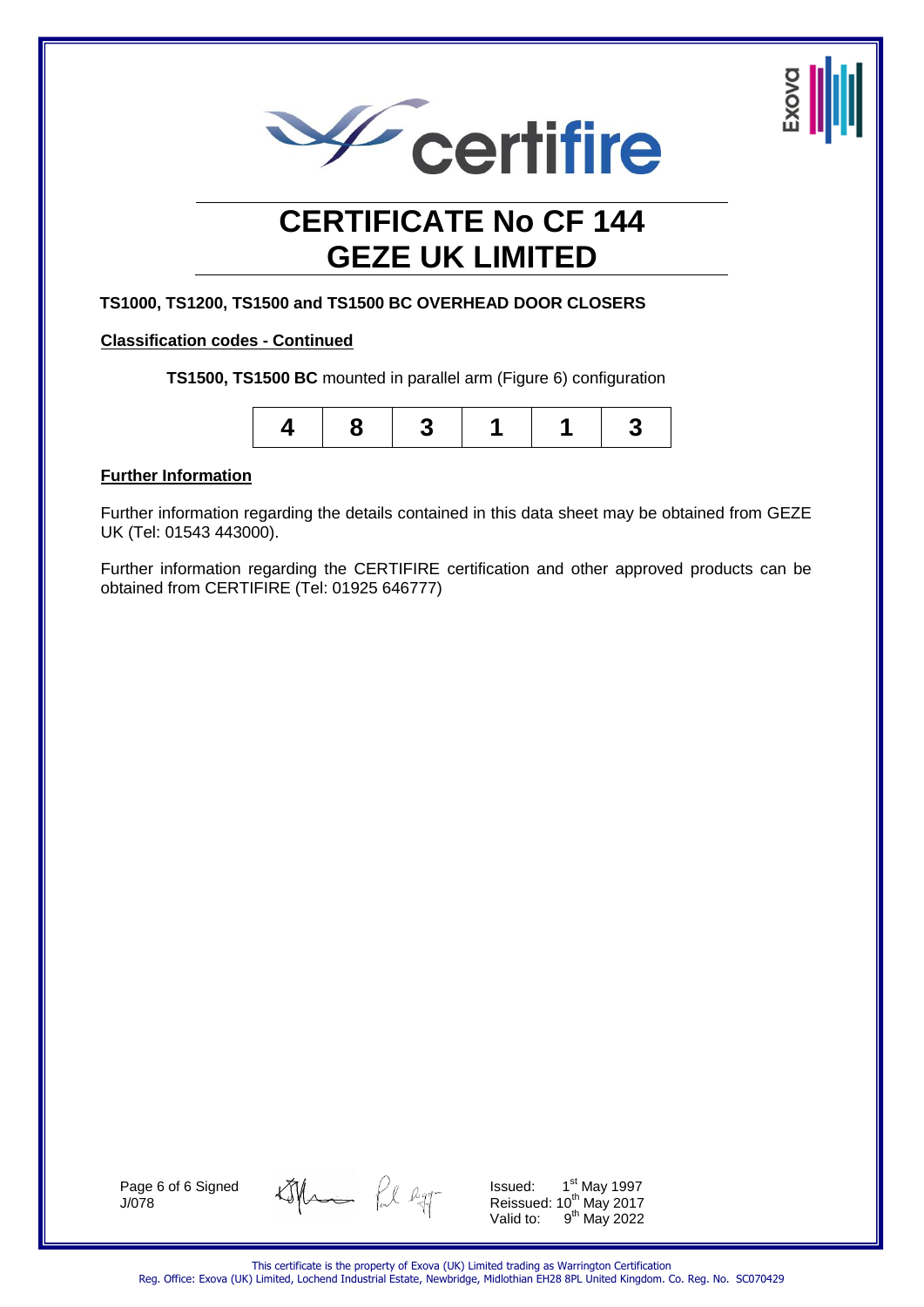# CERTIFICATE No CF 144
# GEZE UK LIMITED

**TS1000, TS1200, TS1500 and TS1500 BC OVERHEAD DOOR CLOSERS**

**Classification codes - Continued**

**TS1500, TS1500 BC** mounted in parallel arm (Figure 6) configuration

| | | | | | |
|---|---|---|---|---|---|
| **4** | **8** | **3** | **1** | **1** | **3** |

**Further Information**

Further information regarding the details contained in this data sheet may be obtained from GEZE UK (Tel: 01543 443000).

Further information regarding the CERTIFIRE certification and other approved products can be obtained from CERTIFIRE (Tel: 01925 646777)

Page 6 of 6 Signed
J/078

Issued: 1st May 1997
Reissued: 10th May 2017
Valid to: 9th May 2022

This certificate is the property of Exova (UK) Limited trading as Warrington Certification
Reg. Office: Exova (UK) Limited, Lochend Industrial Estate, Newbridge, Midlothian EH28 8PL United Kingdom. Co. Reg. No. SC070429